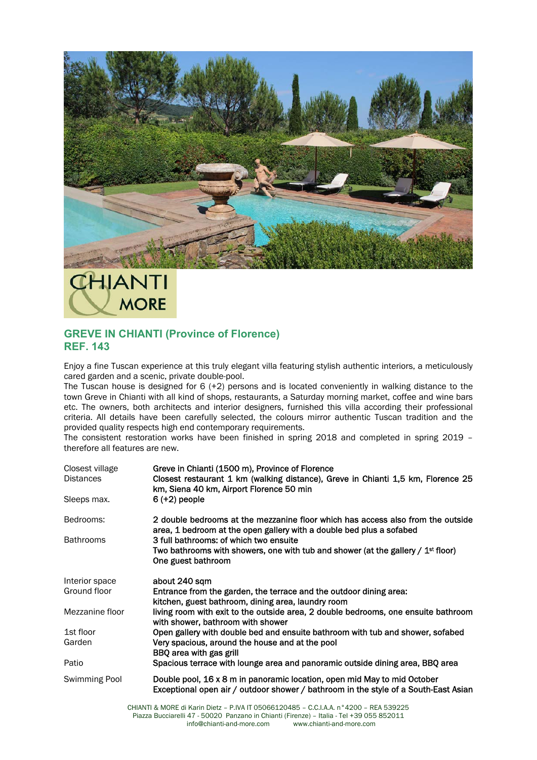## GREVE IN CHIANTI (Province of Florence)
## REF. 143

Enjoy a fine Tuscan experience at this truly elegant villa featuring stylish authentic interiors, a meticulously cared garden and a scenic, private double-pool.

The Tuscan house is designed for 6 (+2) persons and is located conveniently in walking distance to the town Greve in Chianti with all kind of shops, restaurants, a Saturday morning market, coffee and wine bars etc. The owners, both architects and interior designers, furnished this villa according their professional criteria. All details have been carefully selected, the colours mirror authentic Tuscan tradition and the provided quality respects high end contemporary requirements.

The consistent restoration works have been finished in spring 2018 and completed in spring 2019 – therefore all features are new.

| | |
|---|---|
| Closest village | Greve in Chianti (1500 m), Province of Florence |
| Distances | Closest restaurant 1 km (walking distance), Greve in Chianti 1,5 km, Florence 25 km, Siena 40 km, Airport Florence 50 min |
| Sleeps max. | 6 (+2) people |
| Bedrooms: | 2 double bedrooms at the mezzanine floor which has access also from the outside area, 1 bedroom at the open gallery with a double bed plus a sofabed |
| Bathrooms | 3 full bathrooms: of which two ensuite<br>Two bathrooms with showers, one with tub and shower (at the gallery / 1st floor)<br>One guest bathroom |
| Interior space | about 240 sqm |
| Ground floor | Entrance from the garden, the terrace and the outdoor dining area:<br>kitchen, guest bathroom, dining area, laundry room |
| Mezzanine floor | living room with exit to the outside area, 2 double bedrooms, one ensuite bathroom with shower, bathroom with shower |
| 1st floor | Open gallery with double bed and ensuite bathroom with tub and shower, sofabed |
| Garden | Very spacious, around the house and at the pool<br>BBQ area with gas grill |
| Patio | Spacious terrace with lounge area and panoramic outside dining area, BBQ area |
| Swimming Pool | Double pool, 16 x 8 m in panoramic location, open mid May to mid October<br>Exceptional open air / outdoor shower / bathroom in the style of a South-East Asian |

CHIANTI & MORE di Karin Dietz – P.IVA IT 05066120485 – C.C.I.A.A. n°4200 – REA 539225
Piazza Bucciarelli 47 - 50020 Panzano in Chianti (Firenze) – Italia - Tel +39 055 852011
info@chianti-and-more.com www.chianti-and-more.com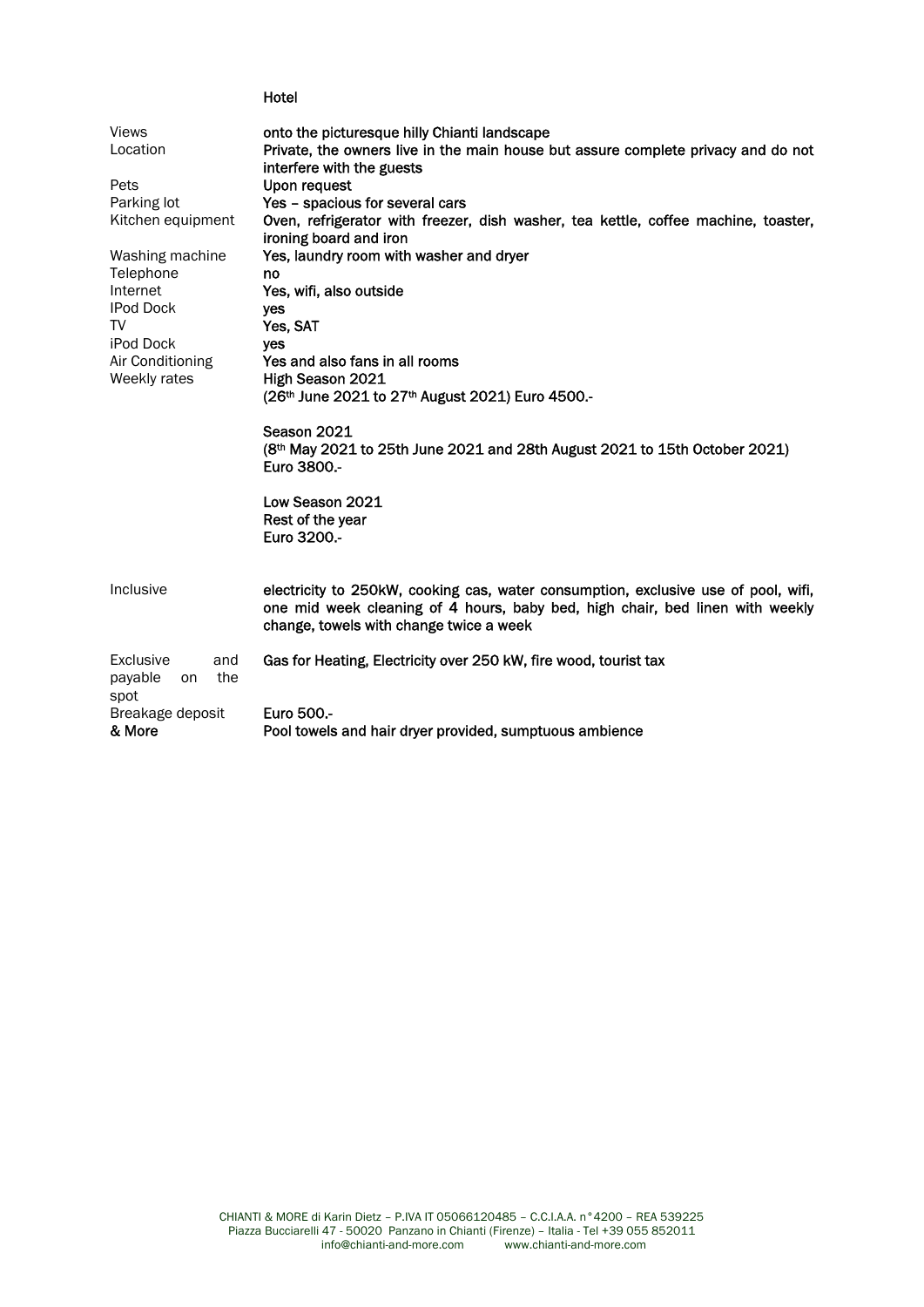| | Hotel |
|---|---|
| Views | onto the picturesque hilly Chianti landscape |
| Location | Private, the owners live in the main house but assure complete privacy and do not interfere with the guests |
| Pets | Upon request |
| Parking lot | Yes – spacious for several cars |
| Kitchen equipment | Oven, refrigerator with freezer, dish washer, tea kettle, coffee machine, toaster, ironing board and iron |
| Washing machine | Yes, laundry room with washer and dryer |
| Telephone | no |
| Internet | Yes, wifi, also outside |
| IPod Dock | yes |
| TV | Yes, SAT |
| iPod Dock | yes |
| Air Conditioning | Yes and also fans in all rooms |
| Weekly rates | High Season 2021<br>(26th June 2021 to 27th August 2021) Euro 4500.-<br><br>Season 2021<br>(8th May 2021 to 25th June 2021 and 28th August 2021 to 15th October 2021) Euro 3800.-<br><br>Low Season 2021<br>Rest of the year<br>Euro 3200.- |
| Inclusive | electricity to 250kW, cooking cas, water consumption, exclusive use of pool, wifi, one mid week cleaning of 4 hours, baby bed, high chair, bed linen with weekly change, towels with change twice a week |
| Exclusive and payable on the spot | Gas for Heating, Electricity over 250 kW, fire wood, tourist tax |
| Breakage deposit | Euro 500.- |
| & More | Pool towels and hair dryer provided, sumptuous ambience |

CHIANTI & MORE di Karin Dietz – P.IVA IT 05066120485 – C.C.I.A.A. n°4200 – REA 539225
Piazza Bucciarelli 47 - 50020 Panzano in Chianti (Firenze) – Italia - Tel +39 055 852011
info@chianti-and-more.com www.chianti-and-more.com